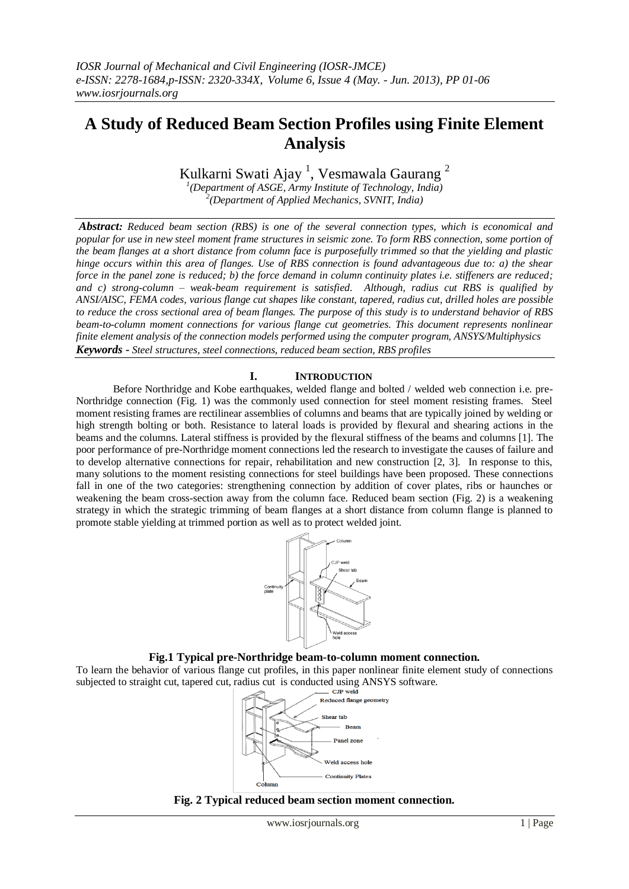# A Study of Reduced Beam Section Profiles using Finite Element Analysis

Kulkarni Swati Ajay [1], Vesmawala Gaurang [2]

[1](Department of ASGE, Army Institute of Technology, India)
[2](Department of Applied Mechanics, SVNIT, India)

***Abstract:*** *Reduced beam section (RBS) is one of the several connection types, which is economical and popular for use in new steel moment frame structures in seismic zone. To form RBS connection, some portion of the beam flanges at a short distance from column face is purposefully trimmed so that the yielding and plastic hinge occurs within this area of flanges. Use of RBS connection is found advantageous due to: a) the shear force in the panel zone is reduced; b) the force demand in column continuity plates i.e. stiffeners are reduced; and c) strong-column – weak-beam requirement is satisfied. Although, radius cut RBS is qualified by ANSI/AISC, FEMA codes, various flange cut shapes like constant, tapered, radius cut, drilled holes are possible to reduce the cross sectional area of beam flanges. The purpose of this study is to understand behavior of RBS beam-to-column moment connections for various flange cut geometries. This document represents nonlinear finite element analysis of the connection models performed using the computer program, ANSYS/Multiphysics*

***Keywords -*** *Steel structures, steel connections, reduced beam section, RBS profiles*

## I. Introduction

Before Northridge and Kobe earthquakes, welded flange and bolted / welded web connection i.e. pre-Northridge connection (Fig. 1) was the commonly used connection for steel moment resisting frames. Steel moment resisting frames are rectilinear assemblies of columns and beams that are typically joined by welding or high strength bolting or both. Resistance to lateral loads is provided by flexural and shearing actions in the beams and the columns. Lateral stiffness is provided by the flexural stiffness of the beams and columns [1]. The poor performance of pre-Northridge moment connections led the research to investigate the causes of failure and to develop alternative connections for repair, rehabilitation and new construction [2, 3]. In response to this, many solutions to the moment resisting connections for steel buildings have been proposed. These connections fall in one of the two categories: strengthening connection by addition of cover plates, ribs or haunches or weakening the beam cross-section away from the column face. Reduced beam section (Fig. 2) is a weakening strategy in which the strategic trimming of beam flanges at a short distance from column flange is planned to promote stable yielding at trimmed portion as well as to protect welded joint.

**Fig.1 Typical pre-Northridge beam-to-column moment connection.**

To learn the behavior of various flange cut profiles, in this paper nonlinear finite element study of connections subjected to straight cut, tapered cut, radius cut is conducted using ANSYS software.

**Fig. 2 Typical reduced beam section moment connection.**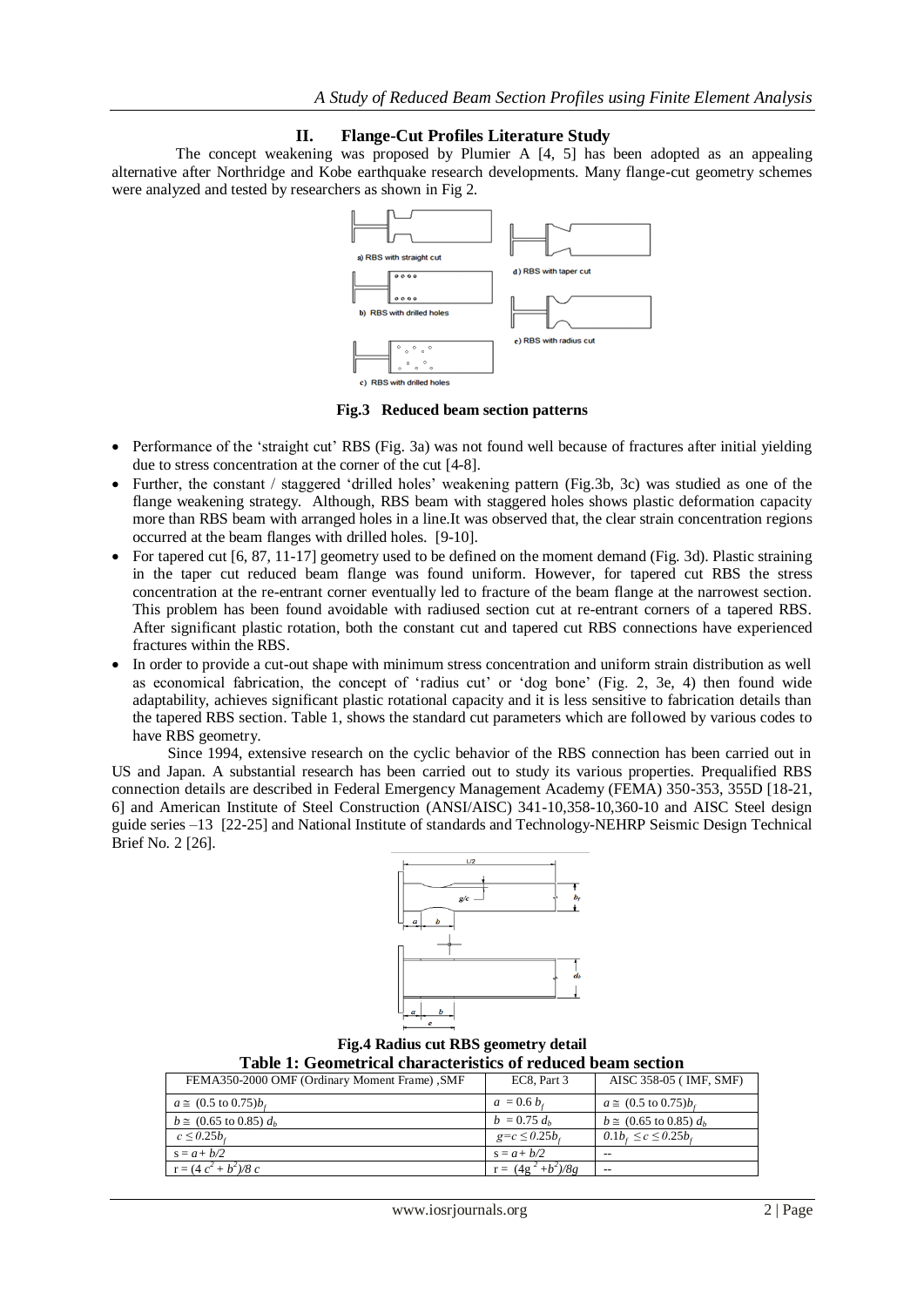## II. Flange-Cut Profiles Literature Study

The concept weakening was proposed by Plumier A [4, 5] has been adopted as an appealing alternative after Northridge and Kobe earthquake research developments. Many flange-cut geometry schemes were analyzed and tested by researchers as shown in Fig 2.

a) RBS with straight cut

b) RBS with drilled holes

c) RBS with drilled holes

d) RBS with taper cut

e) RBS with radius cut

**Fig.3 Reduced beam section patterns**

- Performance of the 'straight cut' RBS (Fig. 3a) was not found well because of fractures after initial yielding due to stress concentration at the corner of the cut [4-8].
- Further, the constant / staggered 'drilled holes' weakening pattern (Fig.3b, 3c) was studied as one of the flange weakening strategy. Although, RBS beam with staggered holes shows plastic deformation capacity more than RBS beam with arranged holes in a line.It was observed that, the clear strain concentration regions occurred at the beam flanges with drilled holes. [9-10].
- For tapered cut [6, 87, 11-17] geometry used to be defined on the moment demand (Fig. 3d). Plastic straining in the taper cut reduced beam flange was found uniform. However, for tapered cut RBS the stress concentration at the re-entrant corner eventually led to fracture of the beam flange at the narrowest section. This problem has been found avoidable with radiused section cut at re-entrant corners of a tapered RBS. After significant plastic rotation, both the constant cut and tapered cut RBS connections have experienced fractures within the RBS.
- In order to provide a cut-out shape with minimum stress concentration and uniform strain distribution as well as economical fabrication, the concept of 'radius cut' or 'dog bone' (Fig. 2, 3e, 4) then found wide adaptability, achieves significant plastic rotational capacity and it is less sensitive to fabrication details than the tapered RBS section. Table 1, shows the standard cut parameters which are followed by various codes to have RBS geometry.

Since 1994, extensive research on the cyclic behavior of the RBS connection has been carried out in US and Japan. A substantial research has been carried out to study its various properties. Prequalified RBS connection details are described in Federal Emergency Management Academy (FEMA) 350-353, 355D [18-21, 6] and American Institute of Steel Construction (ANSI/AISC) 341-10,358-10,360-10 and AISC Steel design guide series –13 [22-25] and National Institute of standards and Technology-NEHRP Seismic Design Technical Brief No. 2 [26].

**Fig.4 Radius cut RBS geometry detail**

**Table 1: Geometrical characteristics of reduced beam section**

| FEMA350-2000 OMF (Ordinary Moment Frame) ,SMF | EC8, Part 3 | AISC 358-05 ( IMF, SMF) |
|---|---|---|
| $a \cong (0.5 \text{ to } 0.75) b_f$ | $a = 0.6\, b_f$ | $a \cong (0.5 \text{ to } 0.75) b_f$ |
| $b \cong (0.65 \text{ to } 0.85)\, d_b$ | $b = 0.75\, d_b$ | $b \cong (0.65 \text{ to } 0.85)\, d_b$ |
| $c \leq 0.25 b_f$ | $g = c \leq 0.25 b_f$ | $0.1 b_f \leq c \leq 0.25 b_f$ |
| $s = a + b/2$ | $s = a + b/2$ | -- |
| $r = (4c^2 + b^2)/8c$ | $r = (4g^2 + b^2)/8g$ | -- |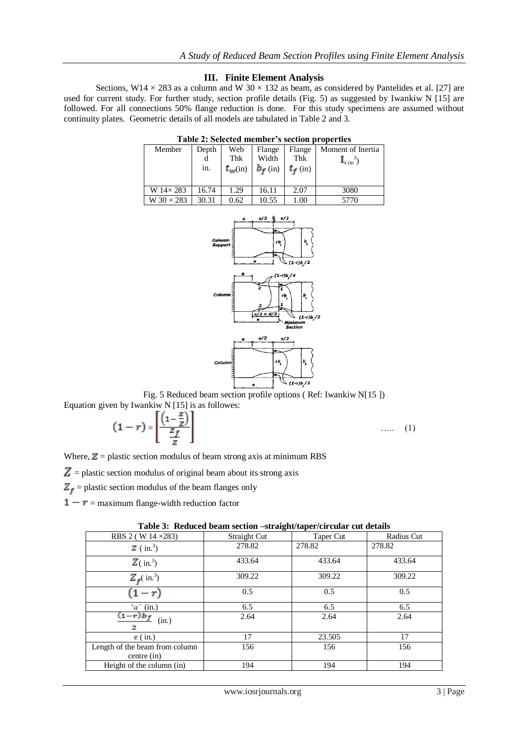## III. Finite Element Analysis

Sections, W14 × 283 as a column and W 30 × 132 as beam, as considered by Pantelides et al. [27] are used for current study. For further study, section profile details (Fig. 5) as suggested by Iwankiw N [15] are followed. For all connections 50% flange reduction is done. For this study specimens are assumed without continuity plates. Geometric details of all models are tabulated in Table 2 and 3.

**Table 2: Selected member's section properties**

| Member | Depth d in. | Web Thk $t_w$(in) | Flange Width $b_f$ (in) | Flange Thk $t_f$ (in) | Moment of Inertia $I_x$ (in$^3$) |
|---|---|---|---|---|---|
| W 14× 283 | 16.74 | 1.29 | 16.11 | 2.07 | 3080 |
| W 30 × 283 | 30.31 | 0.62 | 10.55 | 1.00 | 5770 |

Fig. 5 Reduced beam section profile options ( Ref: Iwankiw N[15 ])

Equation given by Iwankiw N [15] is as followes:

$$(1-r) = \left[\frac{\left(1-\frac{\mathcal{Z}}{Z}\right)}{\frac{Z_f}{Z}}\right] \quad \text{….. (1)}$$

Where, $\mathcal{Z}$ = plastic section modulus of beam strong axis at minimum RBS

$Z$ = plastic section modulus of original beam about its strong axis

$Z_f$ = plastic section modulus of the beam flanges only

$1-r$ = maximum flange-width reduction factor

**Table 3: Reduced beam section –straight/taper/circular cut details**

| RBS 2 ( W 14 ×283) | Straight Cut | Taper Cut | Radius Cut |
|---|---|---|---|
| $\mathcal{Z}$ ( in.$^3$) | 278.82 | 278.82 | 278.82 |
| $Z$( in.$^3$) | 433.64 | 433.64 | 433.64 |
| $Z_f$( in.$^3$) | 309.22 | 309.22 | 309.22 |
| $(1-r)$ | 0.5 | 0.5 | 0.5 |
| '$a$' (in.) | 6.5 | 6.5 | 6.5 |
| $\frac{(1-r)b_f}{2}$ (in.) | 2.64 | 2.64 | 2.64 |
| e ( in.) | 17 | 23.505 | 17 |
| Length of the beam from column centre (in) | 156 | 156 | 156 |
| Height of the column (in) | 194 | 194 | 194 |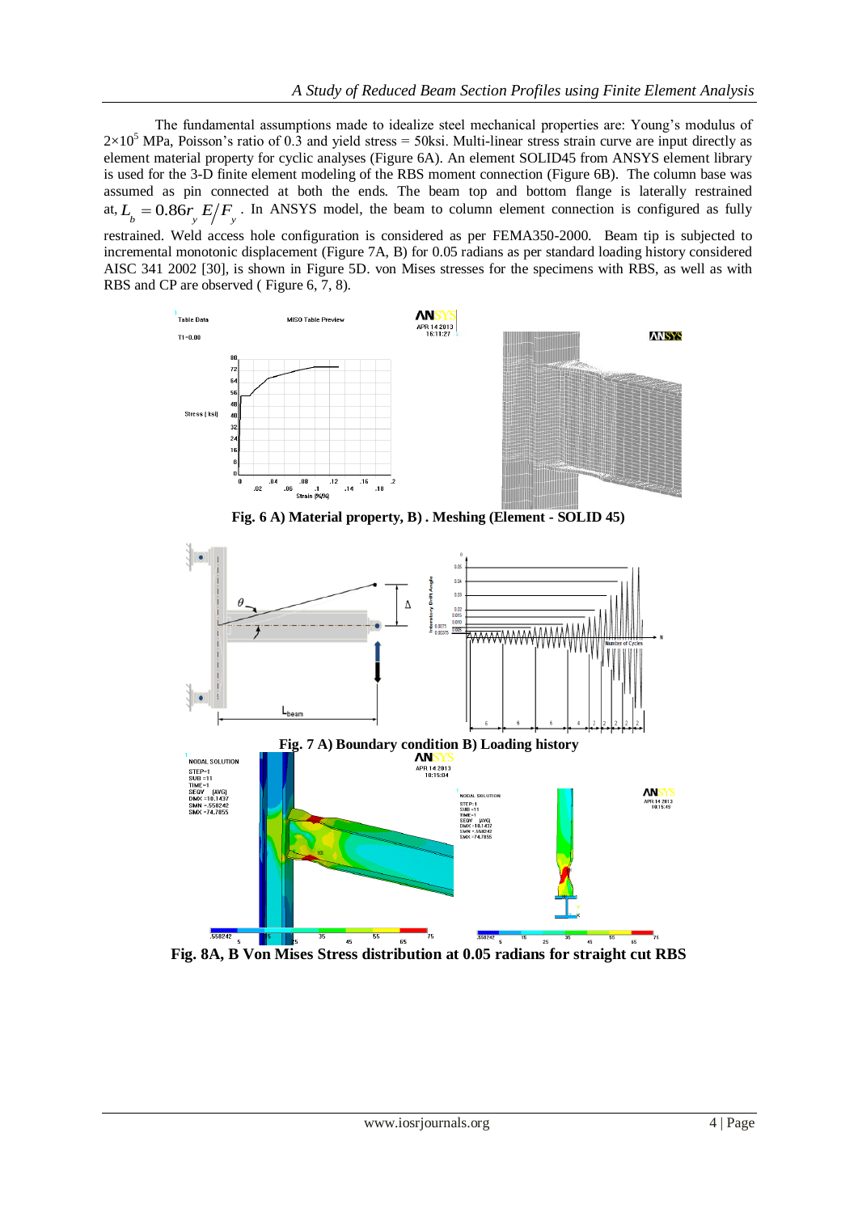The fundamental assumptions made to idealize steel mechanical properties are: Young's modulus of $2\times10^5$ MPa, Poisson's ratio of 0.3 and yield stress = 50ksi. Multi-linear stress strain curve are input directly as element material property for cyclic analyses (Figure 6A). An element SOLID45 from ANSYS element library is used for the 3-D finite element modeling of the RBS moment connection (Figure 6B). The column base was assumed as pin connected at both the ends. The beam top and bottom flange is laterally restrained at, $L_b = 0.86 r_y E/F_y$. In ANSYS model, the beam to column element connection is configured as fully restrained. Weld access hole configuration is considered as per FEMA350-2000. Beam tip is subjected to incremental monotonic displacement (Figure 7A, B) for 0.05 radians as per standard loading history considered AISC 341 2002 [30], is shown in Figure 5D. von Mises stresses for the specimens with RBS, as well as with RBS and CP are observed ( Figure 6, 7, 8).

**Fig. 6 A) Material property, B) . Meshing (Element - SOLID 45)**

**Fig. 7 A) Boundary condition B) Loading history**

**Fig. 8A, B Von Mises Stress distribution at 0.05 radians for straight cut RBS**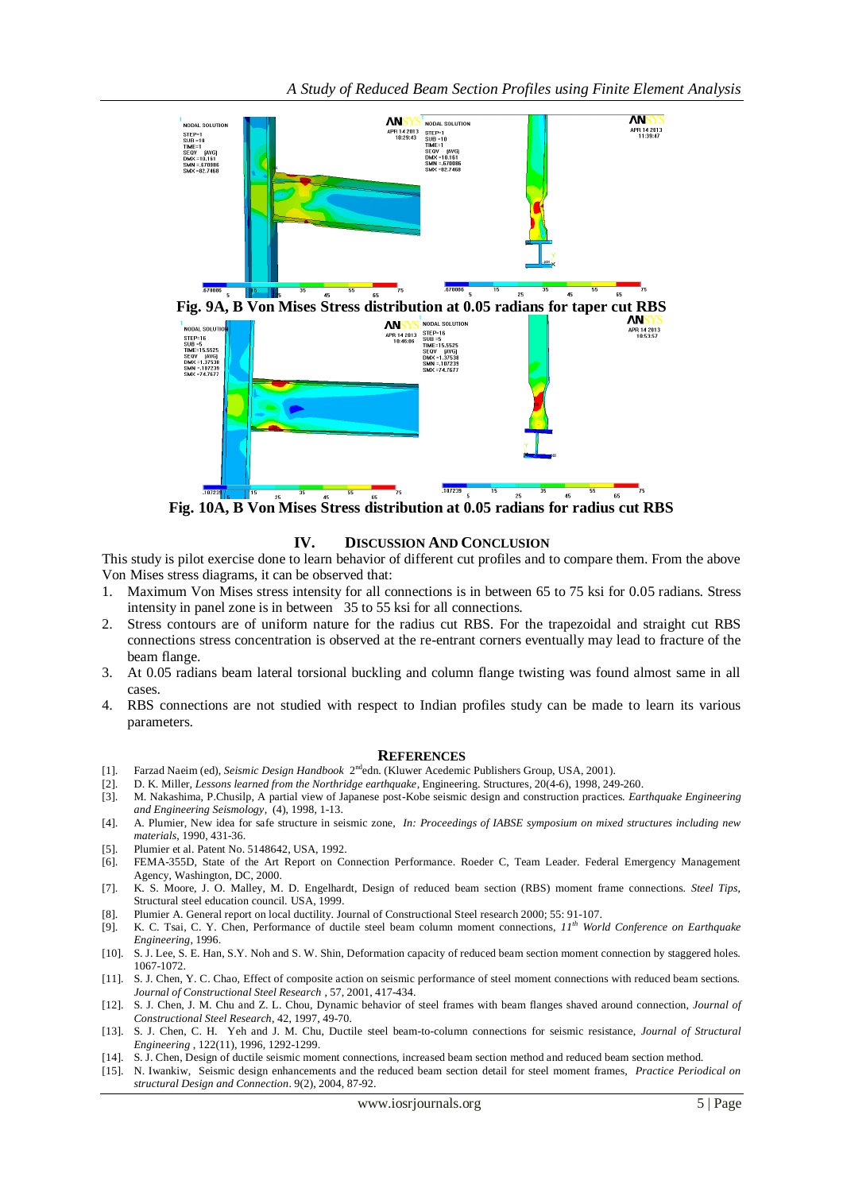Fig. 9A, B Von Mises Stress distribution at 0.05 radians for taper cut RBS

Fig. 10A, B Von Mises Stress distribution at 0.05 radians for radius cut RBS

## IV. Discussion And Conclusion

This study is pilot exercise done to learn behavior of different cut profiles and to compare them. From the above Von Mises stress diagrams, it can be observed that:

1. Maximum Von Mises stress intensity for all connections is in between 65 to 75 ksi for 0.05 radians. Stress intensity in panel zone is in between 35 to 55 ksi for all connections.
2. Stress contours are of uniform nature for the radius cut RBS. For the trapezoidal and straight cut RBS connections stress concentration is observed at the re-entrant corners eventually may lead to fracture of the beam flange.
3. At 0.05 radians beam lateral torsional buckling and column flange twisting was found almost same in all cases.
4. RBS connections are not studied with respect to Indian profiles study can be made to learn its various parameters.

## References

[1]. Farzad Naeim (ed), *Seismic Design Handbook* 2nd edn. (Kluwer Acedemic Publishers Group, USA, 2001).

[2]. D. K. Miller, *Lessons learned from the Northridge earthquake*, Engineering. Structures, 20(4-6), 1998, 249-260.

[3]. M. Nakashima, P.Chusilp, A partial view of Japanese post-Kobe seismic design and construction practices. *Earthquake Engineering and Engineering Seismology*, (4), 1998, 1-13.

[4]. A. Plumier, New idea for safe structure in seismic zone, *In: Proceedings of IABSE symposium on mixed structures including new materials*, 1990, 431-36.

[5]. Plumier et al. Patent No. 5148642, USA, 1992.

[6]. FEMA-355D, State of the Art Report on Connection Performance. Roeder C, Team Leader. Federal Emergency Management Agency, Washington, DC, 2000.

[7]. K. S. Moore, J. O. Malley, M. D. Engelhardt, Design of reduced beam section (RBS) moment frame connections. *Steel Tips*, Structural steel education council. USA, 1999.

[8]. Plumier A. General report on local ductility. Journal of Constructional Steel research 2000; 55: 91-107.

[9]. K. C. Tsai, C. Y. Chen, Performance of ductile steel beam column moment connections, *11th World Conference on Earthquake Engineering*, 1996.

[10]. S. J. Lee, S. E. Han, S.Y. Noh and S. W. Shin, Deformation capacity of reduced beam section moment connection by staggered holes. 1067-1072.

[11]. S. J. Chen, Y. C. Chao, Effect of composite action on seismic performance of steel moment connections with reduced beam sections. *Journal of Constructional Steel Research* , 57, 2001, 417-434.

[12]. S. J. Chen, J. M. Chu and Z. L. Chou, Dynamic behavior of steel frames with beam flanges shaved around connection, *Journal of Constructional Steel Research*, 42, 1997, 49-70.

[13]. S. J. Chen, C. H. Yeh and J. M. Chu, Ductile steel beam-to-column connections for seismic resistance, *Journal of Structural Engineering* , 122(11), 1996, 1292-1299.

[14]. S. J. Chen, Design of ductile seismic moment connections, increased beam section method and reduced beam section method.

[15]. N. Iwankiw, Seismic design enhancements and the reduced beam section detail for steel moment frames, *Practice Periodical on structural Design and Connection*. 9(2), 2004, 87-92.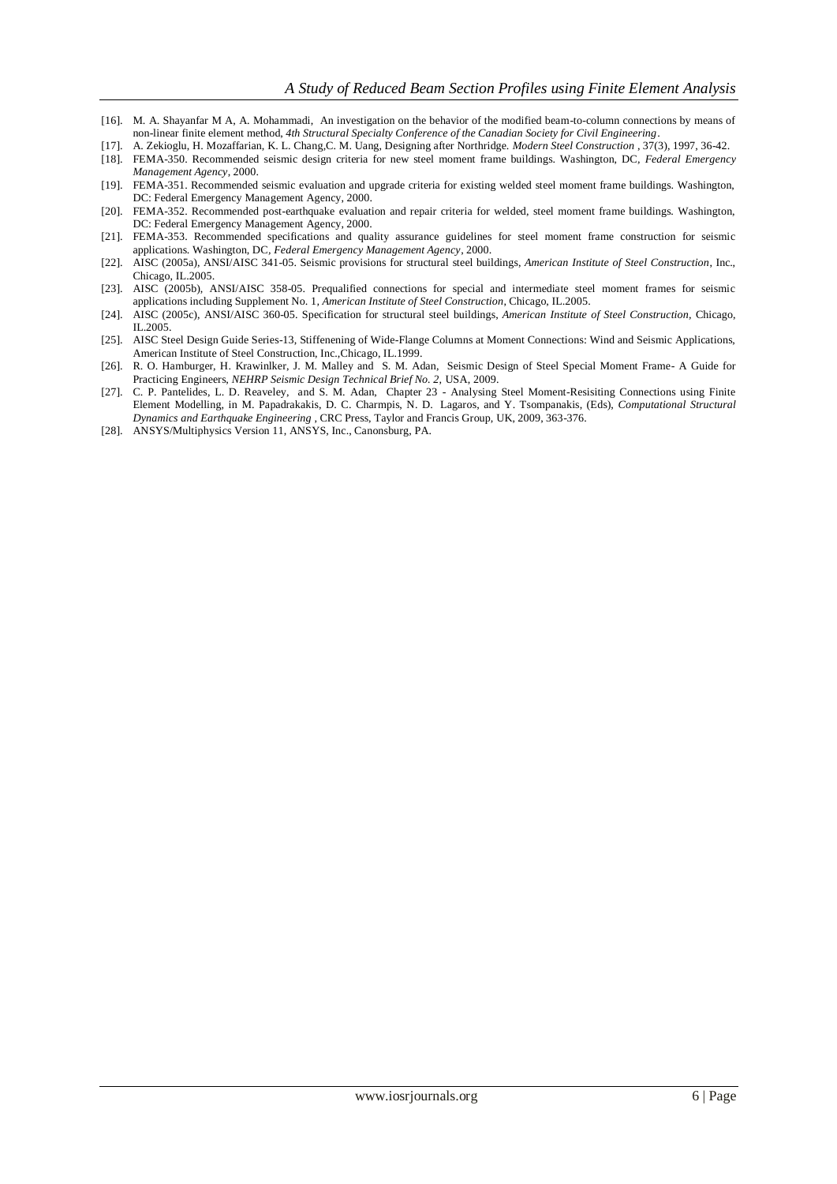- [16]. M. A. Shayanfar M A, A. Mohammadi, An investigation on the behavior of the modified beam-to-column connections by means of non-linear finite element method, *4th Structural Specialty Conference of the Canadian Society for Civil Engineering*.
- [17]. A. Zekioglu, H. Mozaffarian, K. L. Chang,C. M. Uang, Designing after Northridge. *Modern Steel Construction* , 37(3), 1997, 36-42.
- [18]. FEMA-350. Recommended seismic design criteria for new steel moment frame buildings. Washington, DC, *Federal Emergency Management Agency*, 2000.
- [19]. FEMA-351. Recommended seismic evaluation and upgrade criteria for existing welded steel moment frame buildings. Washington, DC: Federal Emergency Management Agency, 2000.
- [20]. FEMA-352. Recommended post-earthquake evaluation and repair criteria for welded, steel moment frame buildings. Washington, DC: Federal Emergency Management Agency, 2000.
- [21]. FEMA-353. Recommended specifications and quality assurance guidelines for steel moment frame construction for seismic applications. Washington, DC, *Federal Emergency Management Agency*, 2000.
- [22]. AISC (2005a), ANSI/AISC 341-05. Seismic provisions for structural steel buildings, *American Institute of Steel Construction*, Inc., Chicago, IL.2005.
- [23]. AISC (2005b), ANSI/AISC 358-05. Prequalified connections for special and intermediate steel moment frames for seismic applications including Supplement No. 1, *American Institute of Steel Construction*, Chicago, IL.2005.
- [24]. AISC (2005c), ANSI/AISC 360-05. Specification for structural steel buildings, *American Institute of Steel Construction*, Chicago, IL.2005.
- [25]. AISC Steel Design Guide Series-13, Stiffenening of Wide-Flange Columns at Moment Connections: Wind and Seismic Applications, American Institute of Steel Construction, Inc.,Chicago, IL.1999.
- [26]. R. O. Hamburger, H. Krawinlker, J. M. Malley and S. M. Adan, Seismic Design of Steel Special Moment Frame- A Guide for Practicing Engineers, *NEHRP Seismic Design Technical Brief No. 2*, USA, 2009.
- [27]. C. P. Pantelides, L. D. Reaveley, and S. M. Adan, Chapter 23 - Analysing Steel Moment-Resisiting Connections using Finite Element Modelling, in M. Papadrakakis, D. C. Charmpis, N. D. Lagaros, and Y. Tsompanakis, (Eds), *Computational Structural Dynamics and Earthquake Engineering* , CRC Press, Taylor and Francis Group, UK, 2009, 363-376.
- [28]. ANSYS/Multiphysics Version 11, ANSYS, Inc., Canonsburg, PA.